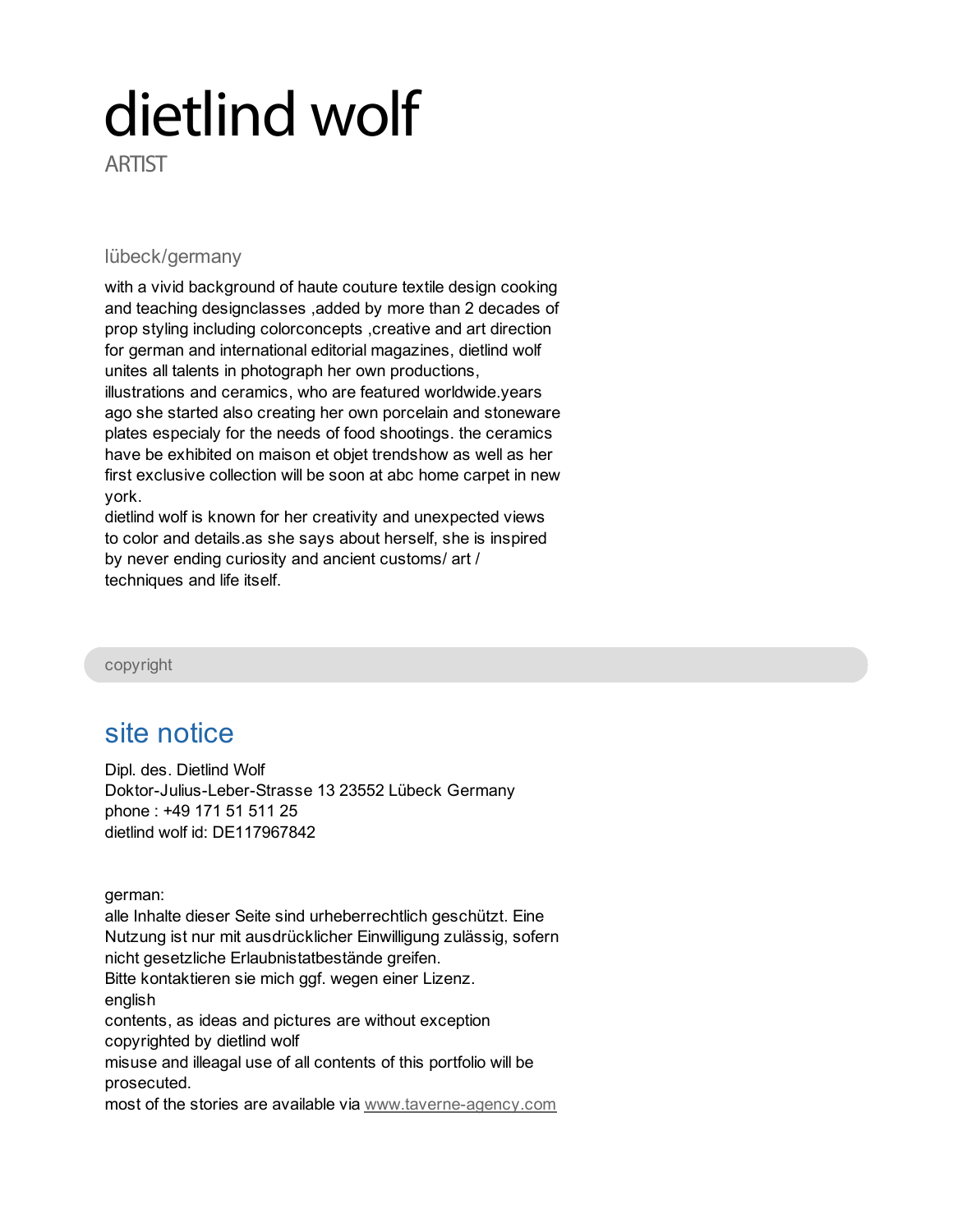# dietlind wolf

ARTIST

## lübeck/germany

with a vivid background of haute couture textile design cooking and teaching designclasses ,added by more than 2 decades of prop styling including colorconcepts ,creative and art direction for german and international editorial magazines, dietlind wolf unites all talents in photograph her own productions, illustrations and ceramics, who are featured worldwide.years ago she started also creating her own porcelain and stoneware plates especialy for the needs of food shootings. the ceramics have be exhibited on maison et objet trendshow as well as her first exclusive collection will be soon at abc home carpet in new york.
dietlind wolf is known for her creativity and unexpected views to color and details.as she says about herself, she is inspired by never ending curiosity and ancient customs/ art / techniques and life itself.

copyright

## site notice

Dipl. des. Dietlind Wolf
Doktor-Julius-Leber-Strasse 13 23552 Lübeck Germany
phone : +49 171 51 511 25
dietlind wolf id: DE117967842

german:
alle Inhalte dieser Seite sind urheberrechtlich geschützt. Eine Nutzung ist nur mit ausdrücklicher Einwilligung zulässig, sofern nicht gesetzliche Erlaubnistatbestände greifen.
Bitte kontaktieren sie mich ggf. wegen einer Lizenz.
english
contents, as ideas and pictures are without exception copyrighted by dietlind wolf
misuse and illeagal use of all contents of this portfolio will be prosecuted.
most of the stories are available via www.taverne-agency.com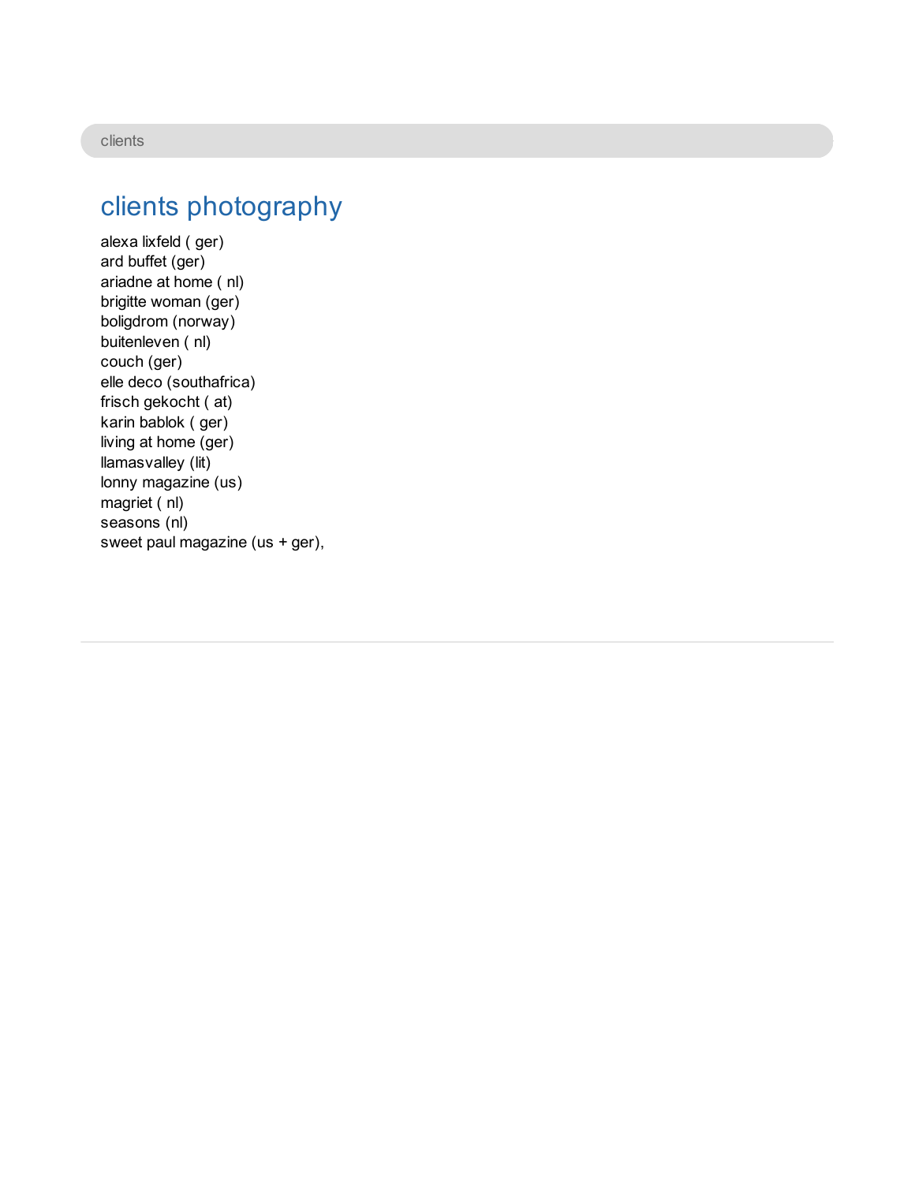clients

## clients photography

alexa lixfeld ( ger)
ard buffet (ger)
ariadne at home ( nl)
brigitte woman (ger)
boligdrom (norway)
buitenleven ( nl)
couch (ger)
elle deco (southafrica)
frisch gekocht ( at)
karin bablok ( ger)
living at home (ger)
llamasvalley (lit)
lonny magazine (us)
magriet ( nl)
seasons (nl)
sweet paul magazine (us + ger),